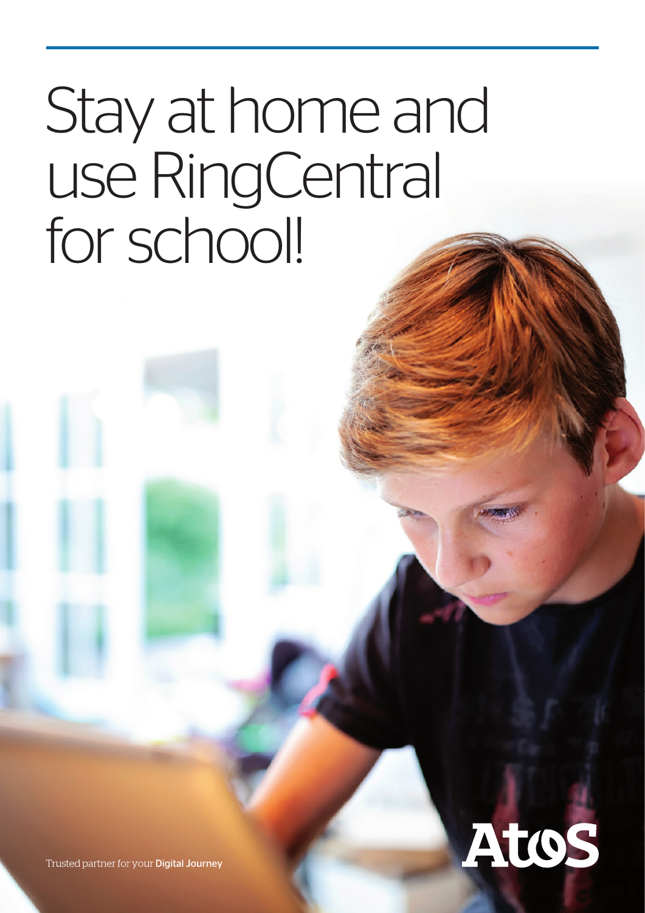# Stay at home and use RingCentral for school!

Trusted partner for your **Digital Journey**

Atos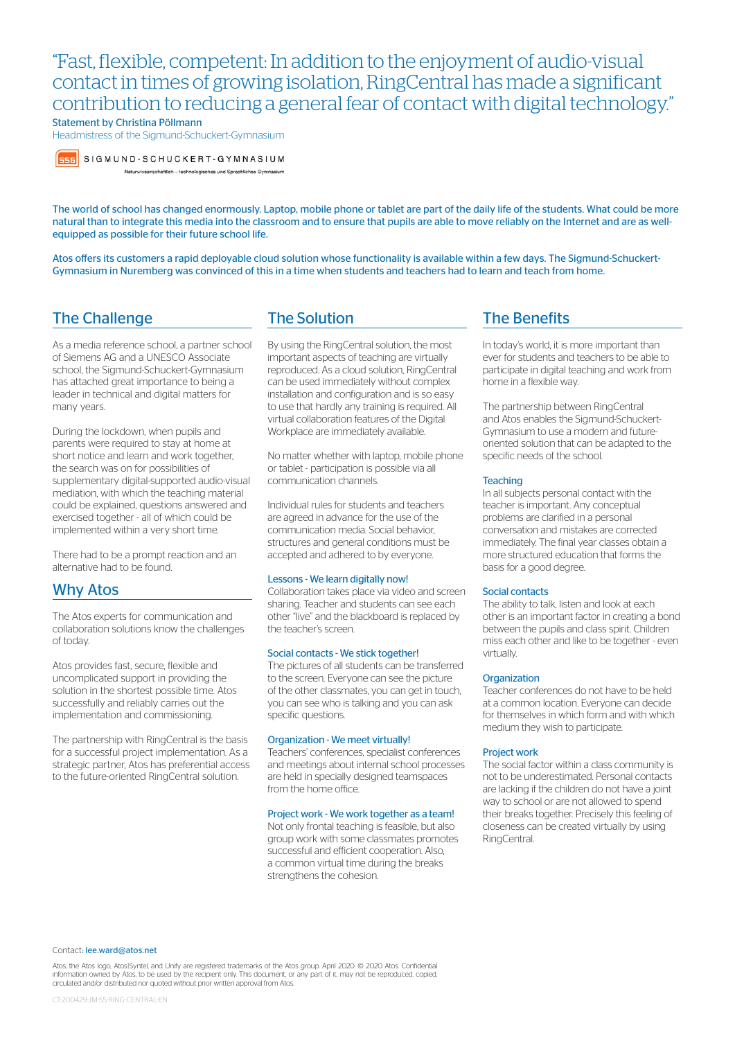# “Fast, flexible, competent: In addition to the enjoyment of audio-visual contact in times of growing isolation, RingCentral has made a significant contribution to reducing a general fear of contact with digital technology.”

Statement by Christina Pöllmann
Headmistress of the Sigmund-Schuckert-Gymnasium

SSG SIGMUND-SCHUCKERT-GYMNASIUM
Naturwissenschaftlich – technologisches und Sprachliches Gymnasium

The world of school has changed enormously. Laptop, mobile phone or tablet are part of the daily life of the students. What could be more natural than to integrate this media into the classroom and to ensure that pupils are able to move reliably on the Internet and are as well-equipped as possible for their future school life.

Atos offers its customers a rapid deployable cloud solution whose functionality is available within a few days. The Sigmund-Schuckert-Gymnasium in Nuremberg was convinced of this in a time when students and teachers had to learn and teach from home.

## The Challenge

As a media reference school, a partner school of Siemens AG and a UNESCO Associate school, the Sigmund-Schuckert-Gymnasium has attached great importance to being a leader in technical and digital matters for many years.

During the lockdown, when pupils and parents were required to stay at home at short notice and learn and work together, the search was on for possibilities of supplementary digital-supported audio-visual mediation, with which the teaching material could be explained, questions answered and exercised together - all of which could be implemented within a very short time.

There had to be a prompt reaction and an alternative had to be found.

## Why Atos

The Atos experts for communication and collaboration solutions know the challenges of today.

Atos provides fast, secure, flexible and uncomplicated support in providing the solution in the shortest possible time. Atos successfully and reliably carries out the implementation and commissioning.

The partnership with RingCentral is the basis for a successful project implementation. As a strategic partner, Atos has preferential access to the future-oriented RingCentral solution.

## The Solution

By using the RingCentral solution, the most important aspects of teaching are virtually reproduced. As a cloud solution, RingCentral can be used immediately without complex installation and configuration and is so easy to use that hardly any training is required. All virtual collaboration features of the Digital Workplace are immediately available.

No matter whether with laptop, mobile phone or tablet - participation is possible via all communication channels.

Individual rules for students and teachers are agreed in advance for the use of the communication media. Social behavior, structures and general conditions must be accepted and adhered to by everyone.

### Lessons - We learn digitally now!

Collaboration takes place via video and screen sharing. Teacher and students can see each other “live” and the blackboard is replaced by the teacher’s screen.

### Social contacts - We stick together!

The pictures of all students can be transferred to the screen. Everyone can see the picture of the other classmates, you can get in touch, you can see who is talking and you can ask specific questions.

### Organization - We meet virtually!

Teachers’ conferences, specialist conferences and meetings about internal school processes are held in specially designed teamspaces from the home office.

### Project work - We work together as a team!

Not only frontal teaching is feasible, but also group work with some classmates promotes successful and efficient cooperation. Also, a common virtual time during the breaks strengthens the cohesion.

## The Benefits

In today’s world, it is more important than ever for students and teachers to be able to participate in digital teaching and work from home in a flexible way.

The partnership between RingCentral and Atos enables the Sigmund-Schuckert-Gymnasium to use a modern and future-oriented solution that can be adapted to the specific needs of the school.

### Teaching

In all subjects personal contact with the teacher is important. Any conceptual problems are clarified in a personal conversation and mistakes are corrected immediately. The final year classes obtain a more structured education that forms the basis for a good degree.

### Social contacts

The ability to talk, listen and look at each other is an important factor in creating a bond between the pupils and class spirit. Children miss each other and like to be together - even virtually.

### Organization

Teacher conferences do not have to be held at a common location. Everyone can decide for themselves in which form and with which medium they wish to participate.

### Project work

The social factor within a class community is not to be underestimated. Personal contacts are lacking if the children do not have a joint way to school or are not allowed to spend their breaks together. Precisely this feeling of closeness can be created virtually by using RingCentral.

Contact: lee.ward@atos.net

Atos, the Atos logo, Atos|Syntel, and Unify are registered trademarks of the Atos group. April 2020. © 2020 Atos. Confidential information owned by Atos, to be used by the recipient only. This document, or any part of it, may not be reproduced, copied, circulated and/or distributed nor quoted without prior written approval from Atos.

CT-200429-JM-SS-RING-CENTRAL-EN